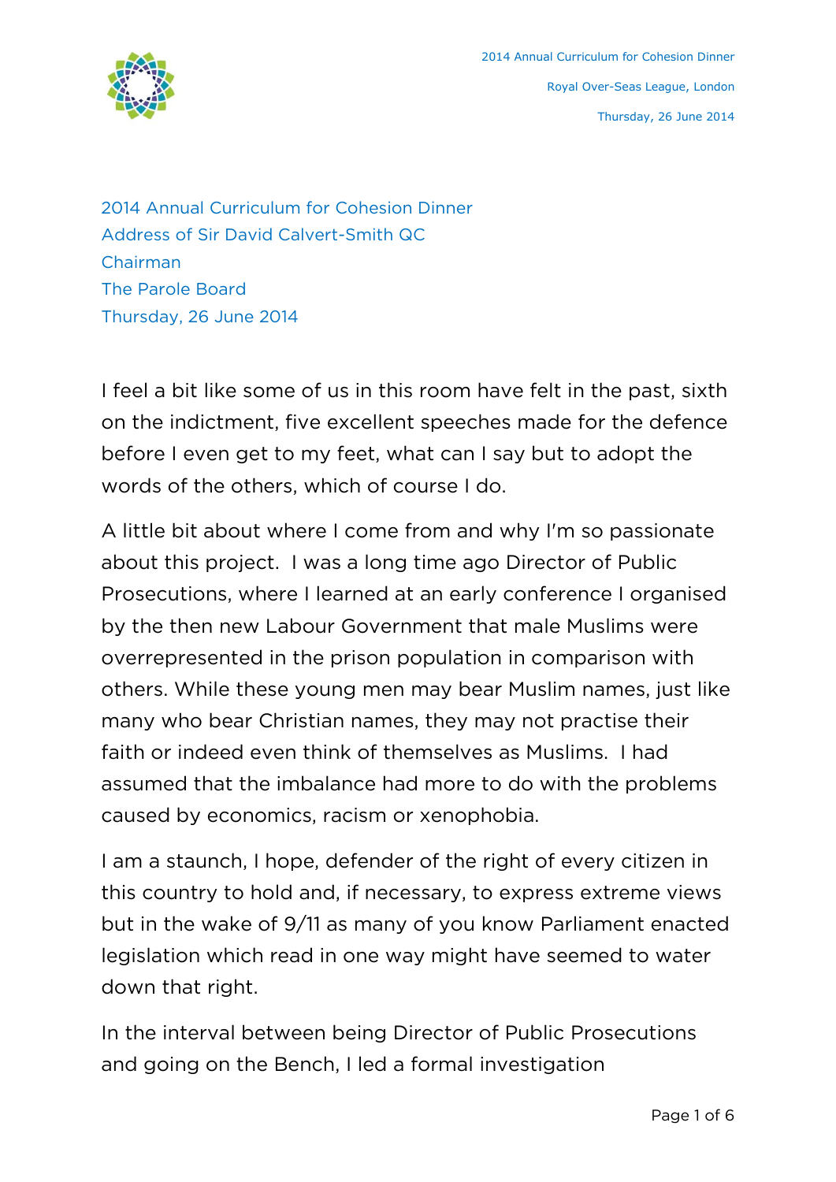2014 Annual Curriculum for Cohesion Dinner
Address of Sir David Calvert-Smith QC
Chairman
The Parole Board
Thursday, 26 June 2014

I feel a bit like some of us in this room have felt in the past, sixth on the indictment, five excellent speeches made for the defence before I even get to my feet, what can I say but to adopt the words of the others, which of course I do.

A little bit about where I come from and why I'm so passionate about this project. I was a long time ago Director of Public Prosecutions, where I learned at an early conference I organised by the then new Labour Government that male Muslims were overrepresented in the prison population in comparison with others. While these young men may bear Muslim names, just like many who bear Christian names, they may not practise their faith or indeed even think of themselves as Muslims. I had assumed that the imbalance had more to do with the problems caused by economics, racism or xenophobia.

I am a staunch, I hope, defender of the right of every citizen in this country to hold and, if necessary, to express extreme views but in the wake of 9/11 as many of you know Parliament enacted legislation which read in one way might have seemed to water down that right.

In the interval between being Director of Public Prosecutions and going on the Bench, I led a formal investigation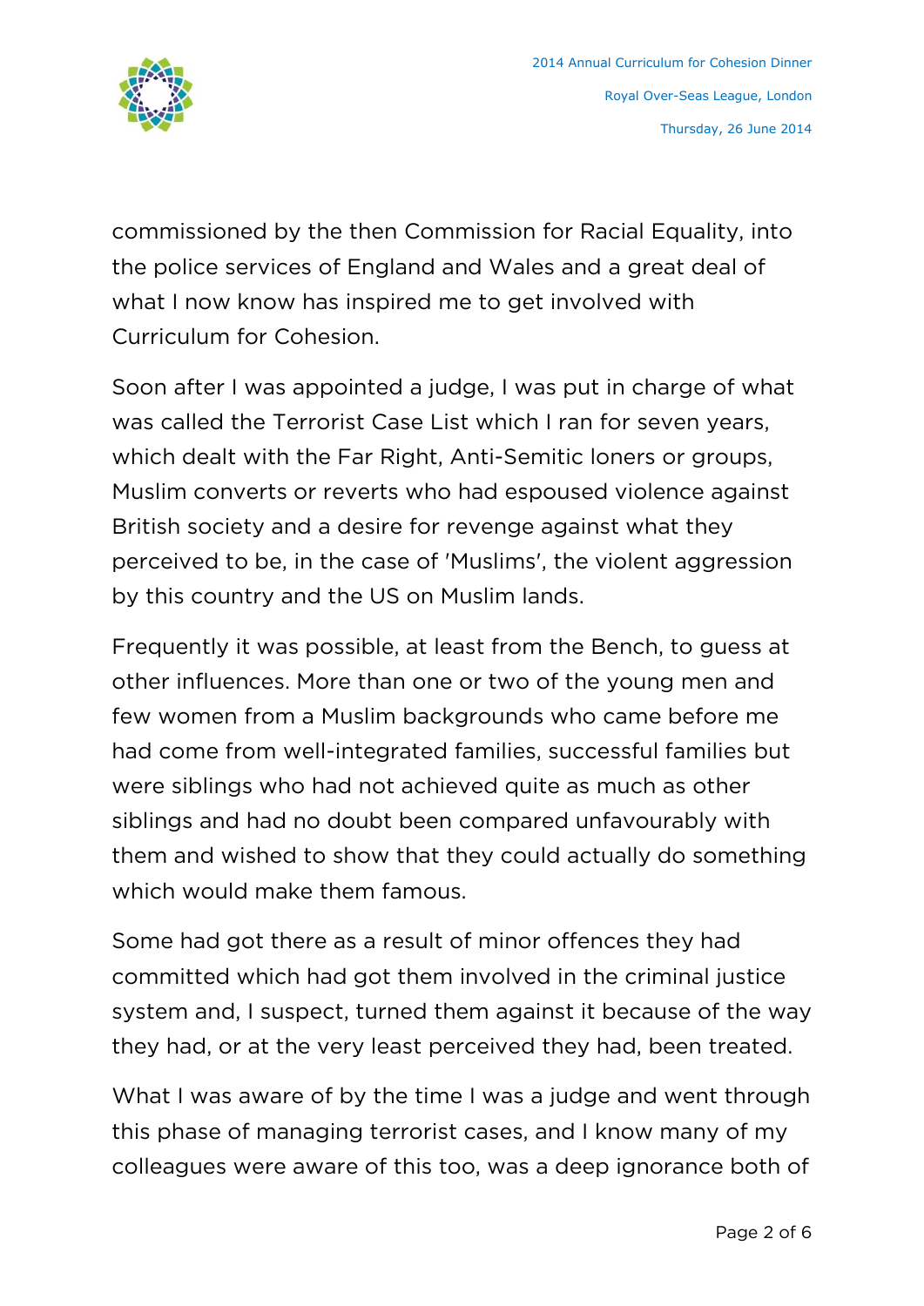commissioned by the then Commission for Racial Equality, into the police services of England and Wales and a great deal of what I now know has inspired me to get involved with Curriculum for Cohesion.

Soon after I was appointed a judge, I was put in charge of what was called the Terrorist Case List which I ran for seven years, which dealt with the Far Right, Anti-Semitic loners or groups, Muslim converts or reverts who had espoused violence against British society and a desire for revenge against what they perceived to be, in the case of 'Muslims', the violent aggression by this country and the US on Muslim lands.

Frequently it was possible, at least from the Bench, to guess at other influences. More than one or two of the young men and few women from a Muslim backgrounds who came before me had come from well-integrated families, successful families but were siblings who had not achieved quite as much as other siblings and had no doubt been compared unfavourably with them and wished to show that they could actually do something which would make them famous.

Some had got there as a result of minor offences they had committed which had got them involved in the criminal justice system and, I suspect, turned them against it because of the way they had, or at the very least perceived they had, been treated.

What I was aware of by the time I was a judge and went through this phase of managing terrorist cases, and I know many of my colleagues were aware of this too, was a deep ignorance both of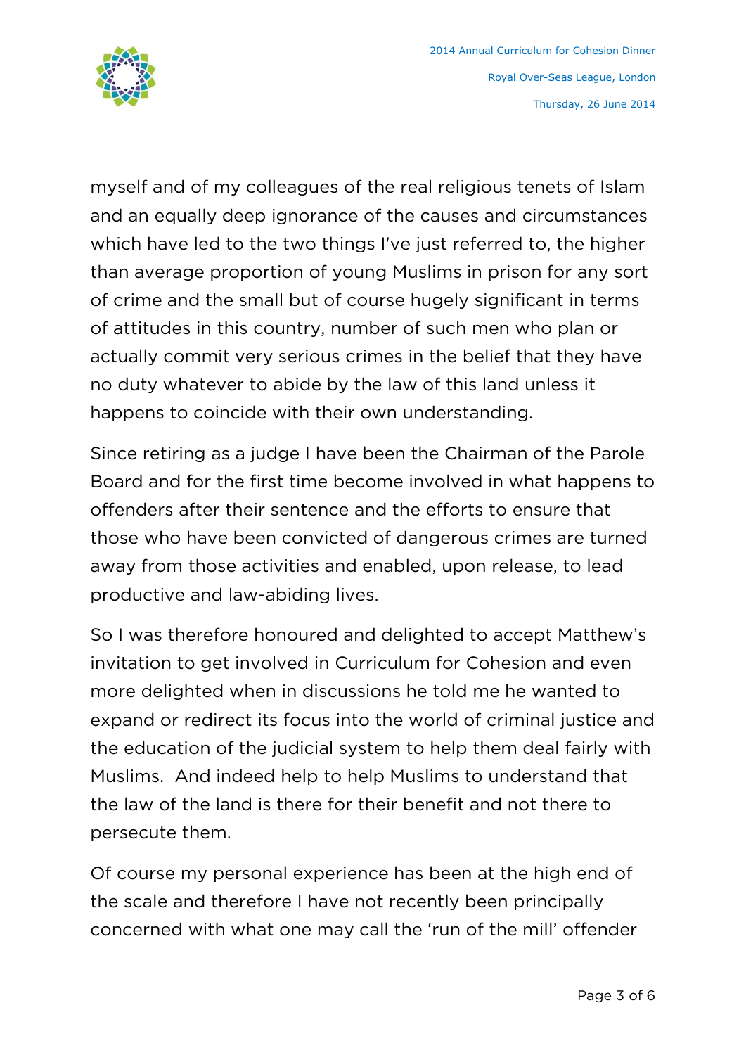myself and of my colleagues of the real religious tenets of Islam and an equally deep ignorance of the causes and circumstances which have led to the two things I've just referred to, the higher than average proportion of young Muslims in prison for any sort of crime and the small but of course hugely significant in terms of attitudes in this country, number of such men who plan or actually commit very serious crimes in the belief that they have no duty whatever to abide by the law of this land unless it happens to coincide with their own understanding.

Since retiring as a judge I have been the Chairman of the Parole Board and for the first time become involved in what happens to offenders after their sentence and the efforts to ensure that those who have been convicted of dangerous crimes are turned away from those activities and enabled, upon release, to lead productive and law-abiding lives.

So I was therefore honoured and delighted to accept Matthew's invitation to get involved in Curriculum for Cohesion and even more delighted when in discussions he told me he wanted to expand or redirect its focus into the world of criminal justice and the education of the judicial system to help them deal fairly with Muslims. And indeed help to help Muslims to understand that the law of the land is there for their benefit and not there to persecute them.

Of course my personal experience has been at the high end of the scale and therefore I have not recently been principally concerned with what one may call the 'run of the mill' offender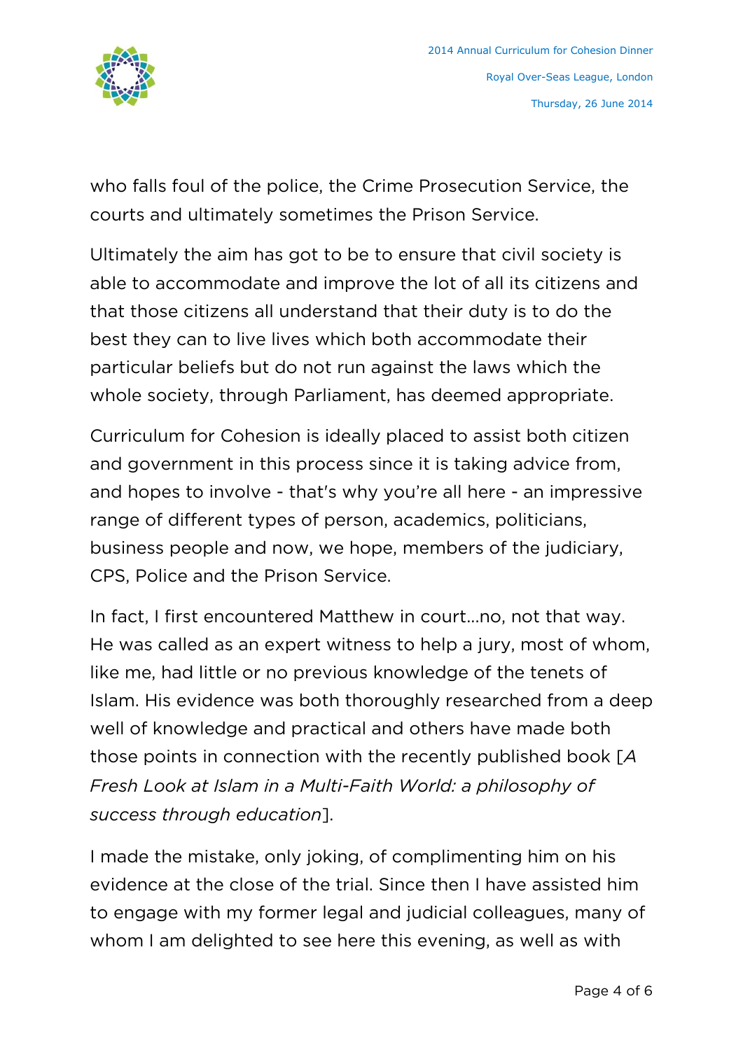who falls foul of the police, the Crime Prosecution Service, the courts and ultimately sometimes the Prison Service.

Ultimately the aim has got to be to ensure that civil society is able to accommodate and improve the lot of all its citizens and that those citizens all understand that their duty is to do the best they can to live lives which both accommodate their particular beliefs but do not run against the laws which the whole society, through Parliament, has deemed appropriate.

Curriculum for Cohesion is ideally placed to assist both citizen and government in this process since it is taking advice from, and hopes to involve - that's why you're all here - an impressive range of different types of person, academics, politicians, business people and now, we hope, members of the judiciary, CPS, Police and the Prison Service.

In fact, I first encountered Matthew in court…no, not that way. He was called as an expert witness to help a jury, most of whom, like me, had little or no previous knowledge of the tenets of Islam. His evidence was both thoroughly researched from a deep well of knowledge and practical and others have made both those points in connection with the recently published book [*A Fresh Look at Islam in a Multi-Faith World: a philosophy of success through education*].

I made the mistake, only joking, of complimenting him on his evidence at the close of the trial. Since then I have assisted him to engage with my former legal and judicial colleagues, many of whom I am delighted to see here this evening, as well as with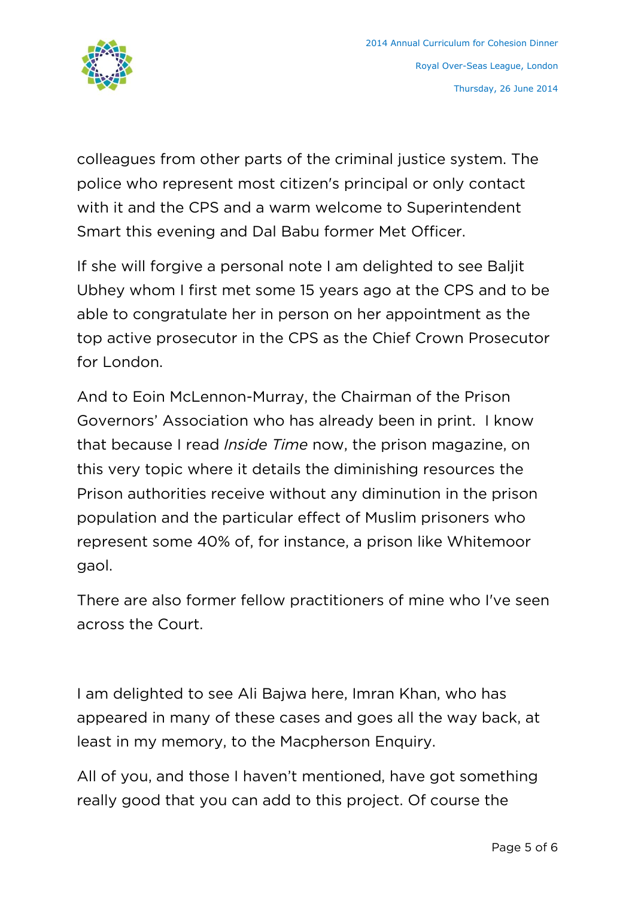colleagues from other parts of the criminal justice system. The police who represent most citizen's principal or only contact with it and the CPS and a warm welcome to Superintendent Smart this evening and Dal Babu former Met Officer.

If she will forgive a personal note I am delighted to see Baljit Ubhey whom I first met some 15 years ago at the CPS and to be able to congratulate her in person on her appointment as the top active prosecutor in the CPS as the Chief Crown Prosecutor for London.

And to Eoin McLennon-Murray, the Chairman of the Prison Governors' Association who has already been in print. I know that because I read *Inside Time* now, the prison magazine, on this very topic where it details the diminishing resources the Prison authorities receive without any diminution in the prison population and the particular effect of Muslim prisoners who represent some 40% of, for instance, a prison like Whitemoor gaol.

There are also former fellow practitioners of mine who I've seen across the Court.

I am delighted to see Ali Bajwa here, Imran Khan, who has appeared in many of these cases and goes all the way back, at least in my memory, to the Macpherson Enquiry.

All of you, and those I haven't mentioned, have got something really good that you can add to this project. Of course the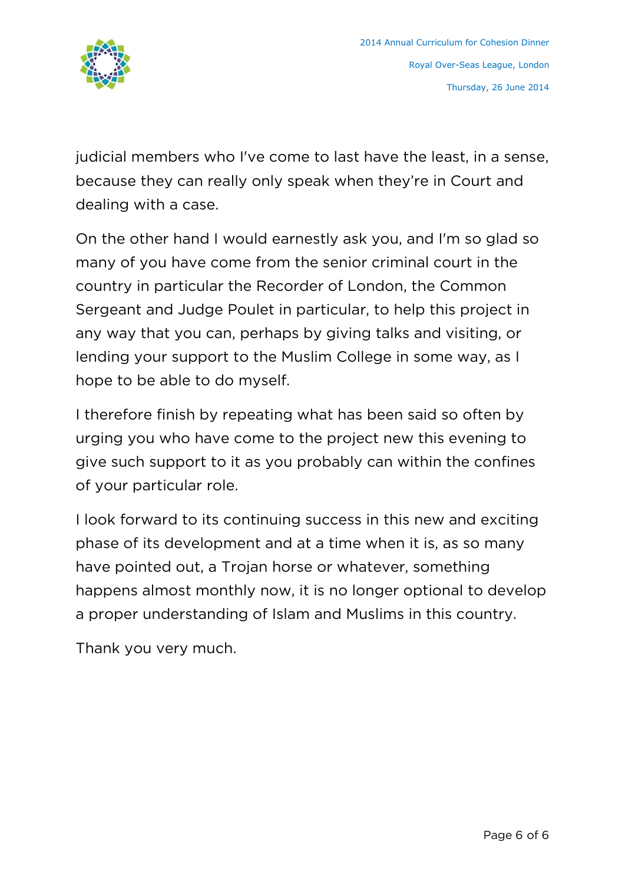judicial members who I've come to last have the least, in a sense, because they can really only speak when they're in Court and dealing with a case.

On the other hand I would earnestly ask you, and I'm so glad so many of you have come from the senior criminal court in the country in particular the Recorder of London, the Common Sergeant and Judge Poulet in particular, to help this project in any way that you can, perhaps by giving talks and visiting, or lending your support to the Muslim College in some way, as I hope to be able to do myself.

I therefore finish by repeating what has been said so often by urging you who have come to the project new this evening to give such support to it as you probably can within the confines of your particular role.

I look forward to its continuing success in this new and exciting phase of its development and at a time when it is, as so many have pointed out, a Trojan horse or whatever, something happens almost monthly now, it is no longer optional to develop a proper understanding of Islam and Muslims in this country.

Thank you very much.